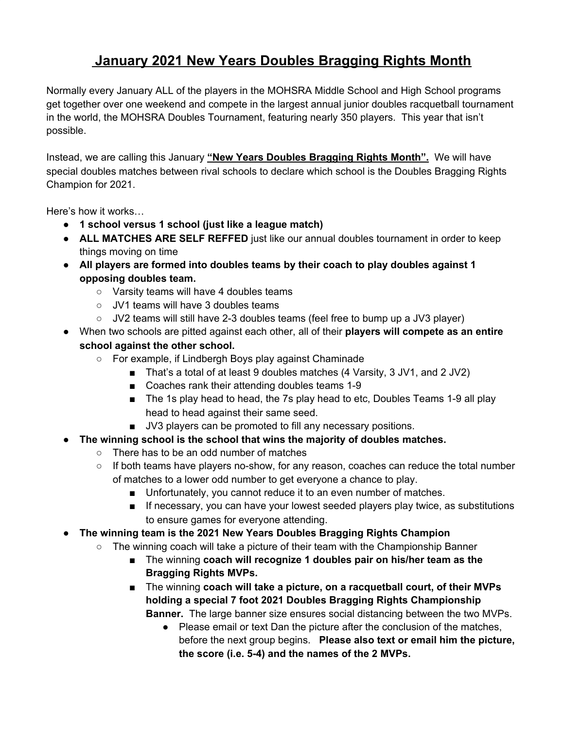# January 2021 New Years Doubles Bragging Rights Month

Normally every January ALL of the players in the MOHSRA Middle School and High School programs get together over one weekend and compete in the largest annual junior doubles racquetball tournament in the world, the MOHSRA Doubles Tournament, featuring nearly 350 players. This year that isn't possible.

Instead, we are calling this January **"New Years Doubles Bragging Rights Month".** We will have special doubles matches between rival schools to declare which school is the Doubles Bragging Rights Champion for 2021.

Here's how it works…

- **1 school versus 1 school (just like a league match)**
- **ALL MATCHES ARE SELF REFFED** just like our annual doubles tournament in order to keep things moving on time
- **All players are formed into doubles teams by their coach to play doubles against 1 opposing doubles team.**
  - Varsity teams will have 4 doubles teams
  - JV1 teams will have 3 doubles teams
  - JV2 teams will still have 2-3 doubles teams (feel free to bump up a JV3 player)
- When two schools are pitted against each other, all of their **players will compete as an entire school against the other school.**
  - For example, if Lindbergh Boys play against Chaminade
    - That's a total of at least 9 doubles matches (4 Varsity, 3 JV1, and 2 JV2)
    - Coaches rank their attending doubles teams 1-9
    - The 1s play head to head, the 7s play head to etc, Doubles Teams 1-9 all play head to head against their same seed.
    - JV3 players can be promoted to fill any necessary positions.
- **The winning school is the school that wins the majority of doubles matches.**
  - There has to be an odd number of matches
  - If both teams have players no-show, for any reason, coaches can reduce the total number of matches to a lower odd number to get everyone a chance to play.
    - Unfortunately, you cannot reduce it to an even number of matches.
    - If necessary, you can have your lowest seeded players play twice, as substitutions to ensure games for everyone attending.
- **The winning team is the 2021 New Years Doubles Bragging Rights Champion**
  - The winning coach will take a picture of their team with the Championship Banner
    - The winning **coach will recognize 1 doubles pair on his/her team as the Bragging Rights MVPs.**
    - The winning **coach will take a picture, on a racquetball court, of their MVPs holding a special 7 foot 2021 Doubles Bragging Rights Championship Banner.** The large banner size ensures social distancing between the two MVPs.
      - Please email or text Dan the picture after the conclusion of the matches, before the next group begins. **Please also text or email him the picture, the score (i.e. 5-4) and the names of the 2 MVPs.**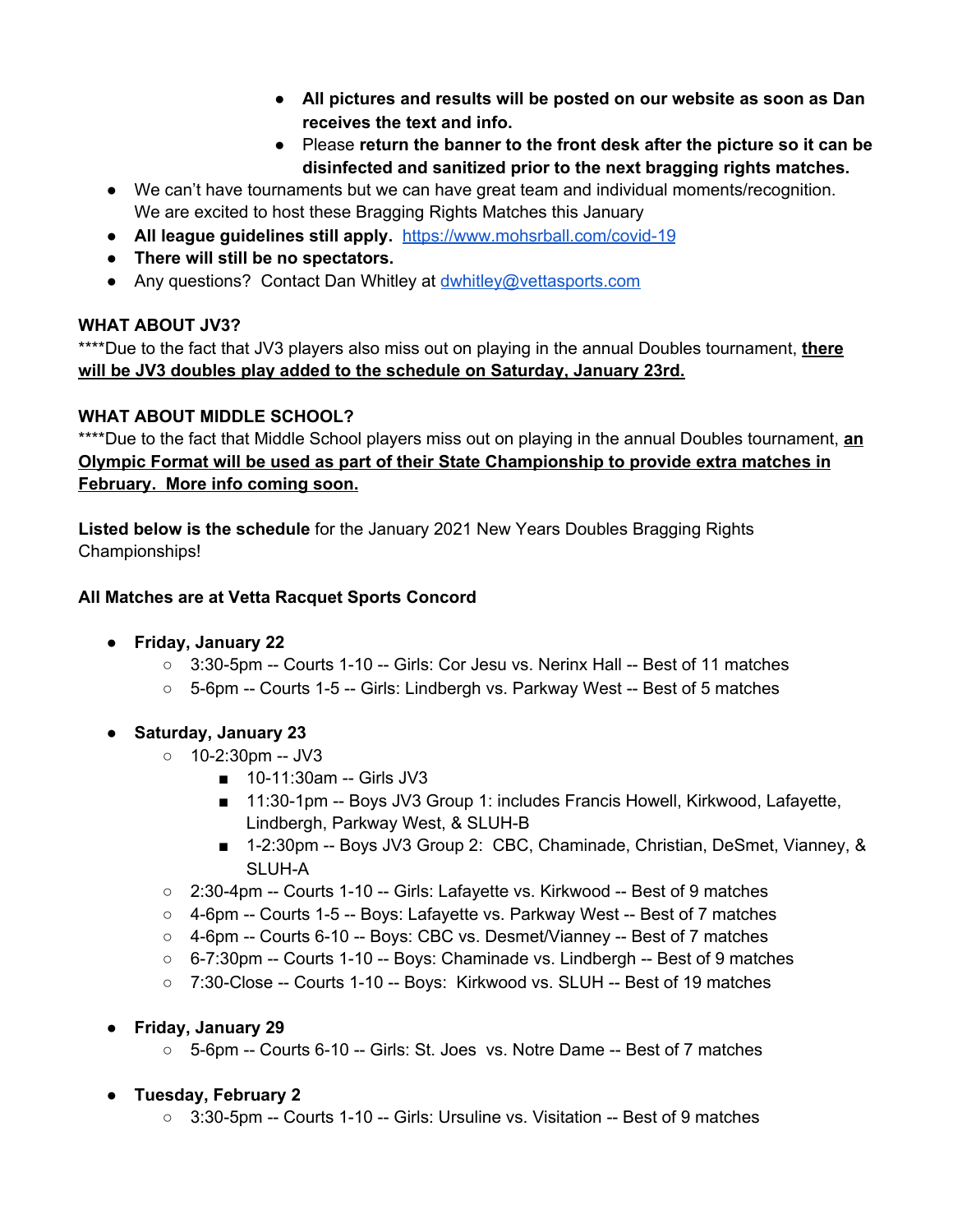- **All pictures and results will be posted on our website as soon as Dan receives the text and info.**
  - Please **return the banner to the front desk after the picture so it can be disinfected and sanitized prior to the next bragging rights matches.**
- We can't have tournaments but we can have great team and individual moments/recognition. We are excited to host these Bragging Rights Matches this January
- **All league guidelines still apply.** [https://www.mohsrball.com/covid-19](https://www.mohsrball.com/covid-19)
- **There will still be no spectators.**
- Any questions? Contact Dan Whitley at [dwhitley@vettasports.com](mailto:dwhitley@vettasports.com)

**WHAT ABOUT JV3?**

****Due to the fact that JV3 players also miss out on playing in the annual Doubles tournament, **there will be JV3 doubles play added to the schedule on Saturday, January 23rd.**

**WHAT ABOUT MIDDLE SCHOOL?**

****Due to the fact that Middle School players miss out on playing in the annual Doubles tournament, **an Olympic Format will be used as part of their State Championship to provide extra matches in February. More info coming soon.**

**Listed below is the schedule** for the January 2021 New Years Doubles Bragging Rights Championships!

**All Matches are at Vetta Racquet Sports Concord**

- **Friday, January 22**
  - 3:30-5pm -- Courts 1-10 -- Girls: Cor Jesu vs. Nerinx Hall -- Best of 11 matches
  - 5-6pm -- Courts 1-5 -- Girls: Lindbergh vs. Parkway West -- Best of 5 matches

- **Saturday, January 23**
  - 10-2:30pm -- JV3
    - 10-11:30am -- Girls JV3
    - 11:30-1pm -- Boys JV3 Group 1: includes Francis Howell, Kirkwood, Lafayette, Lindbergh, Parkway West, & SLUH-B
    - 1-2:30pm -- Boys JV3 Group 2: CBC, Chaminade, Christian, DeSmet, Vianney, & SLUH-A
  - 2:30-4pm -- Courts 1-10 -- Girls: Lafayette vs. Kirkwood -- Best of 9 matches
  - 4-6pm -- Courts 1-5 -- Boys: Lafayette vs. Parkway West -- Best of 7 matches
  - 4-6pm -- Courts 6-10 -- Boys: CBC vs. Desmet/Vianney -- Best of 7 matches
  - 6-7:30pm -- Courts 1-10 -- Boys: Chaminade vs. Lindbergh -- Best of 9 matches
  - 7:30-Close -- Courts 1-10 -- Boys: Kirkwood vs. SLUH -- Best of 19 matches

- **Friday, January 29**
  - 5-6pm -- Courts 6-10 -- Girls: St. Joes vs. Notre Dame -- Best of 7 matches

- **Tuesday, February 2**
  - 3:30-5pm -- Courts 1-10 -- Girls: Ursuline vs. Visitation -- Best of 9 matches